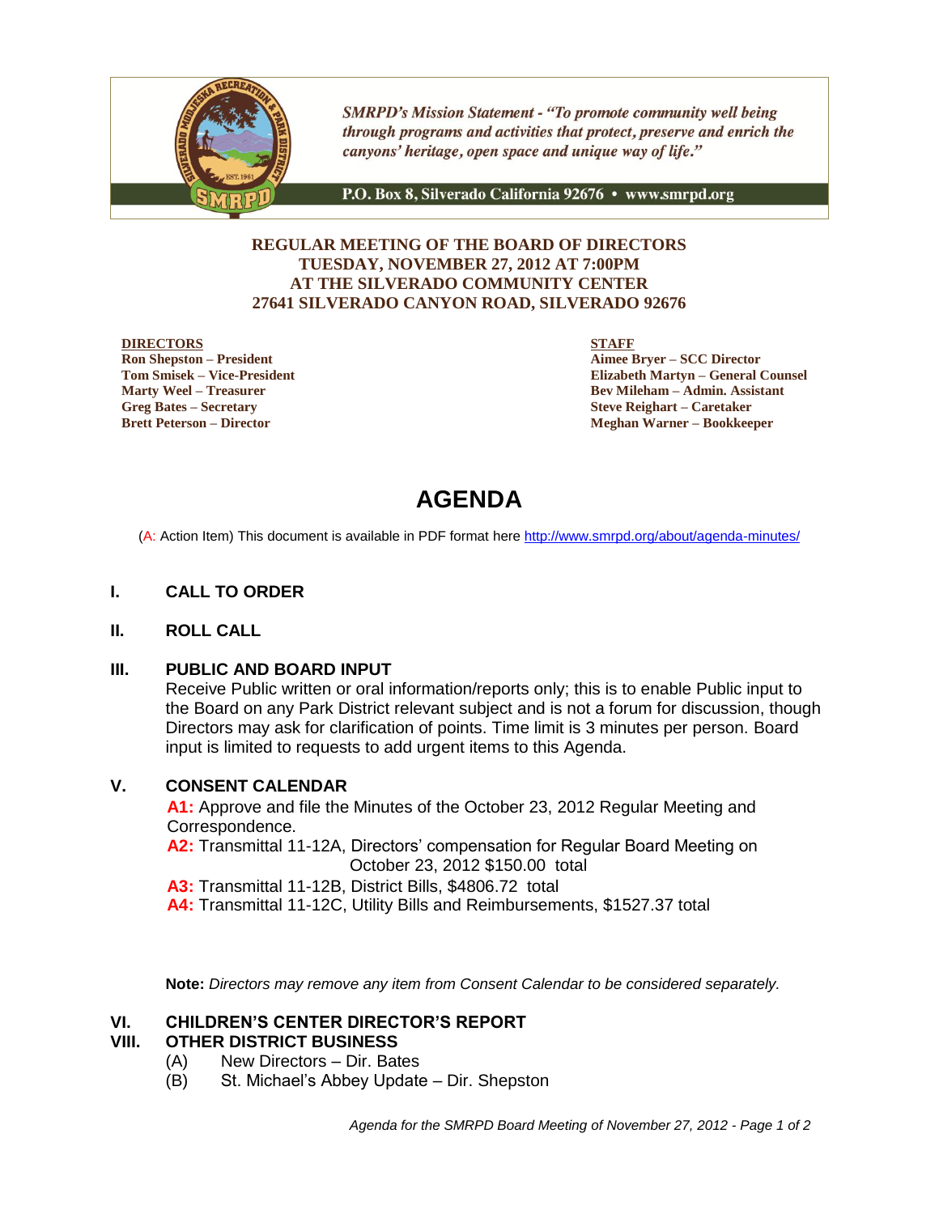*SMRPD's Mission Statement - "To promote community well being through programs and activities that protect, preserve and enrich the canyons' heritage, open space and unique way of life."*

P.O. Box 8, Silverado California 92676 • www.smrpd.org

**REGULAR MEETING OF THE BOARD OF DIRECTORS**
**TUESDAY, NOVEMBER 27, 2012 AT 7:00PM**
**AT THE SILVERADO COMMUNITY CENTER**
**27641 SILVERADO CANYON ROAD, SILVERADO 92676**

**DIRECTORS**
**Ron Shepston – President**
**Tom Smisek – Vice-President**
**Marty Weel – Treasurer**
**Greg Bates – Secretary**
**Brett Peterson – Director**

**STAFF**
**Aimee Bryer – SCC Director**
**Elizabeth Martyn – General Counsel**
**Bev Mileham – Admin. Assistant**
**Steve Reighart – Caretaker**
**Meghan Warner – Bookkeeper**

# AGENDA

(A: Action Item) This document is available in PDF format here http://www.smrpd.org/about/agenda-minutes/

## I. CALL TO ORDER

## II. ROLL CALL

## III. PUBLIC AND BOARD INPUT

Receive Public written or oral information/reports only; this is to enable Public input to the Board on any Park District relevant subject and is not a forum for discussion, though Directors may ask for clarification of points. Time limit is 3 minutes per person. Board input is limited to requests to add urgent items to this Agenda.

## V. CONSENT CALENDAR

**A1:** Approve and file the Minutes of the October 23, 2012 Regular Meeting and Correspondence.

**A2:** Transmittal 11-12A, Directors' compensation for Regular Board Meeting on October 23, 2012 $150.00 total

**A3:** Transmittal 11-12B, District Bills, $4806.72 total

**A4:** Transmittal 11-12C, Utility Bills and Reimbursements, $1527.37 total

**Note:** *Directors may remove any item from Consent Calendar to be considered separately.*

## VI. CHILDREN'S CENTER DIRECTOR'S REPORT

## VIII. OTHER DISTRICT BUSINESS

(A) New Directors – Dir. Bates
(B) St. Michael's Abbey Update – Dir. Shepston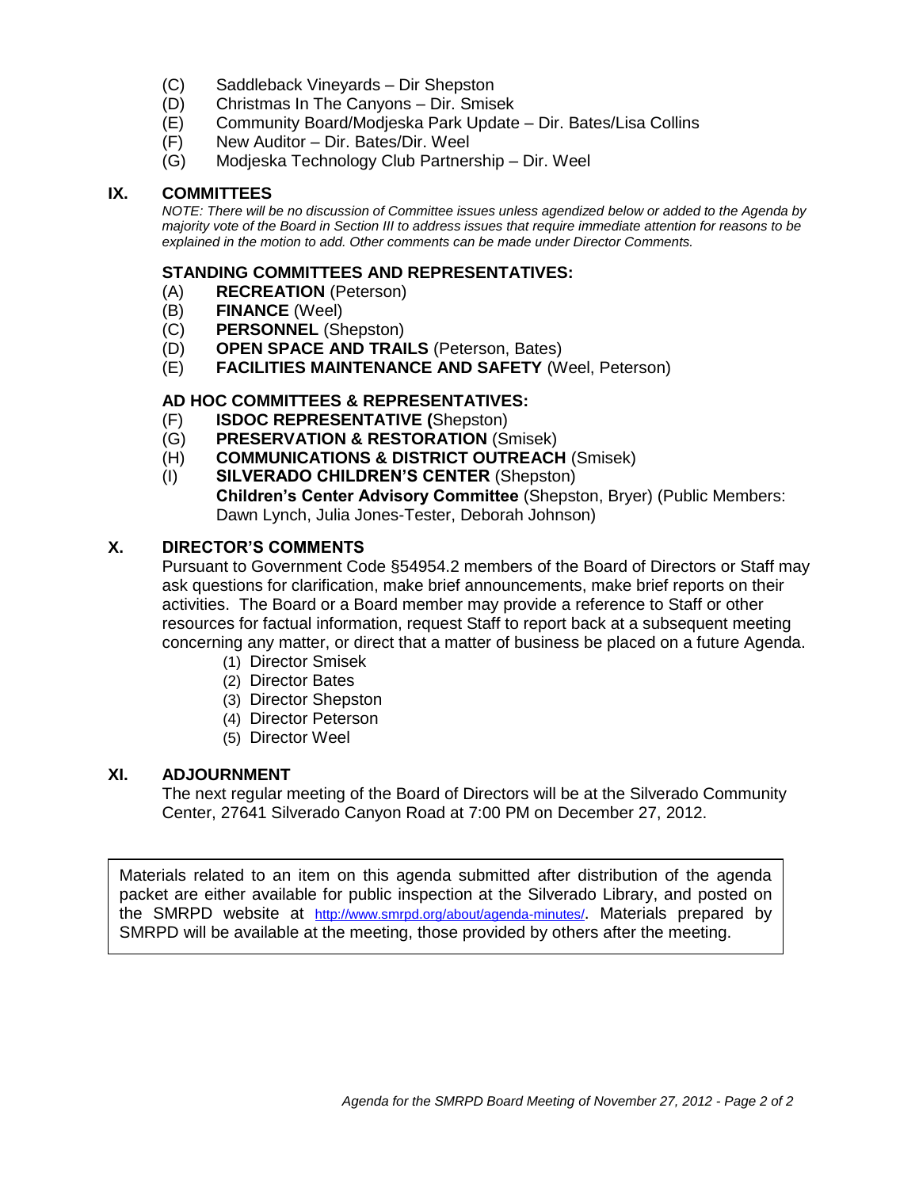(C) Saddleback Vineyards – Dir Shepston
(D) Christmas In The Canyons – Dir. Smisek
(E) Community Board/Modjeska Park Update – Dir. Bates/Lisa Collins
(F) New Auditor – Dir. Bates/Dir. Weel
(G) Modjeska Technology Club Partnership – Dir. Weel

## IX. COMMITTEES

*NOTE: There will be no discussion of Committee issues unless agendized below or added to the Agenda by majority vote of the Board in Section III to address issues that require immediate attention for reasons to be explained in the motion to add. Other comments can be made under Director Comments.*

### STANDING COMMITTEES AND REPRESENTATIVES:

(A) **RECREATION** (Peterson)
(B) **FINANCE** (Weel)
(C) **PERSONNEL** (Shepston)
(D) **OPEN SPACE AND TRAILS** (Peterson, Bates)
(E) **FACILITIES MAINTENANCE AND SAFETY** (Weel, Peterson)

### AD HOC COMMITTEES & REPRESENTATIVES:

(F) **ISDOC REPRESENTATIVE (**Shepston)
(G) **PRESERVATION & RESTORATION** (Smisek)
(H) **COMMUNICATIONS & DISTRICT OUTREACH** (Smisek)
(I) **SILVERADO CHILDREN'S CENTER** (Shepston)
**Children's Center Advisory Committee** (Shepston, Bryer) (Public Members: Dawn Lynch, Julia Jones-Tester, Deborah Johnson)

## X. DIRECTOR'S COMMENTS

Pursuant to Government Code §54954.2 members of the Board of Directors or Staff may ask questions for clarification, make brief announcements, make brief reports on their activities. The Board or a Board member may provide a reference to Staff or other resources for factual information, request Staff to report back at a subsequent meeting concerning any matter, or direct that a matter of business be placed on a future Agenda.

(1) Director Smisek
(2) Director Bates
(3) Director Shepston
(4) Director Peterson
(5) Director Weel

## XI. ADJOURNMENT

The next regular meeting of the Board of Directors will be at the Silverado Community Center, 27641 Silverado Canyon Road at 7:00 PM on December 27, 2012.

Materials related to an item on this agenda submitted after distribution of the agenda packet are either available for public inspection at the Silverado Library, and posted on the SMRPD website at http://www.smrpd.org/about/agenda-minutes/. Materials prepared by SMRPD will be available at the meeting, those provided by others after the meeting.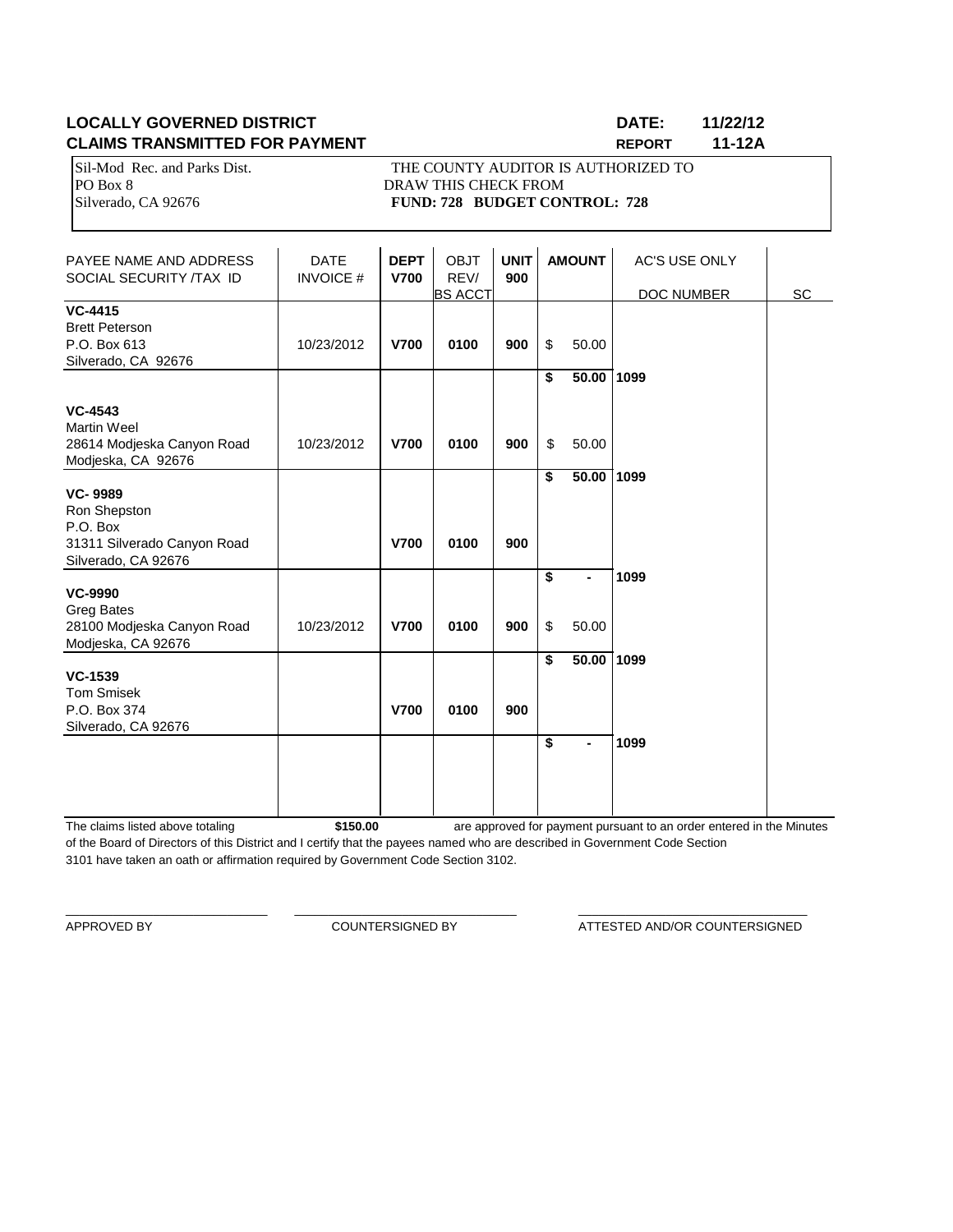**LOCALLY GOVERNED DISTRICT** **DATE: 11/22/12**

**CLAIMS TRANSMITTED FOR PAYMENT** **REPORT 11-12A**

Sil-Mod Rec. and Parks Dist.
PO Box 8
Silverado, CA 92676

THE COUNTY AUDITOR IS AUTHORIZED TO DRAW THIS CHECK FROM
**FUND: 728 BUDGET CONTROL: 728**

| PAYEE NAME AND ADDRESS SOCIAL SECURITY /TAX ID | DATE INVOICE # | DEPT V700 | OBJT REV/ BS ACCT | UNIT 900 | AMOUNT | AC'S USE ONLY DOC NUMBER | SC |
|---|---|---|---|---|---|---|---|
| **VC-4415** Brett Peterson P.O. Box 613 Silverado, CA 92676 | 10/23/2012 | **V700** | **0100** | **900** | $ 50.00 | | |
| | | | | | **$ 50.00** | **1099** | |
| **VC-4543** Martin Weel 28614 Modjeska Canyon Road Modjeska, CA 92676 | 10/23/2012 | **V700** | **0100** | **900** | $ 50.00 | | |
| | | | | | **$ 50.00** | **1099** | |
| **VC- 9989** Ron Shepston P.O. Box 31311 Silverado Canyon Road Silverado, CA 92676 | | **V700** | **0100** | **900** | | | |
| | | | | | **$ -** | **1099** | |
| **VC-9990** Greg Bates 28100 Modjeska Canyon Road Modjeska, CA 92676 | 10/23/2012 | **V700** | **0100** | **900** | $ 50.00 | | |
| | | | | | **$ 50.00** | **1099** | |
| **VC-1539** Tom Smisek P.O. Box 374 Silverado, CA 92676 | | **V700** | **0100** | **900** | | | |
| | | | | | **$ -** | **1099** | |

The claims listed above totaling **$150.00** are approved for payment pursuant to an order entered in the Minutes of the Board of Directors of this District and I certify that the payees named who are described in Government Code Section 3101 have taken an oath or affirmation required by Government Code Section 3102.

APPROVED BY ______________________ COUNTERSIGNED BY ______________________ ATTESTED AND/OR COUNTERSIGNED ______________________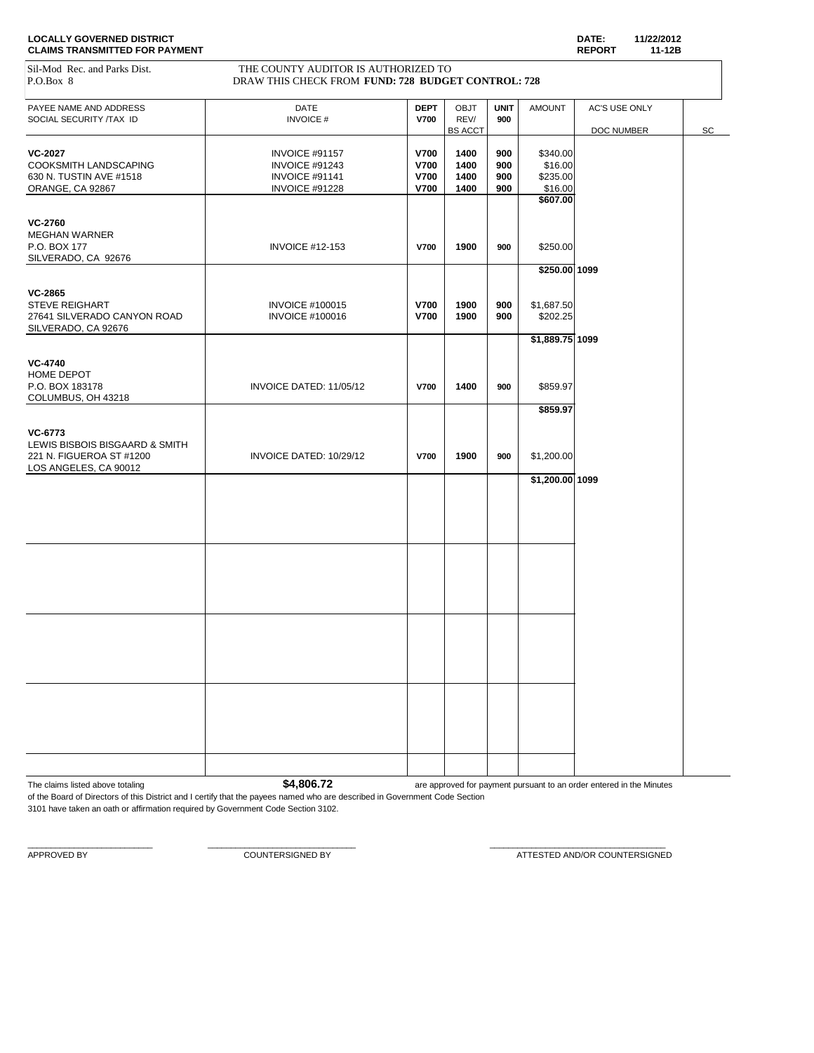**LOCALLY GOVERNED DISTRICT**
**CLAIMS TRANSMITTED FOR PAYMENT**

**DATE:** 11/22/2012
**REPORT** 11-12B

Sil-Mod Rec. and Parks Dist.
P.O.Box 8

THE COUNTY AUDITOR IS AUTHORIZED TO
DRAW THIS CHECK FROM **FUND: 728 BUDGET CONTROL: 728**

| PAYEE NAME AND ADDRESS SOCIAL SECURITY /TAX ID | DATE INVOICE # | DEPT V700 | OBJT REV/ BS ACCT | UNIT 900 | AMOUNT | AC'S USE ONLY DOC NUMBER | SC |
|---|---|---|---|---|---|---|---|
| **VC-2027** | INVOICE #91157 | **V700** | **1400** | **900** | $340.00 | | |
| COOKSMITH LANDSCAPING | INVOICE #91243 | **V700** | **1400** | **900** | $16.00 | | |
| 630 N. TUSTIN AVE #1518 | INVOICE #91141 | **V700** | **1400** | **900** | $235.00 | | |
| ORANGE, CA 92867 | INVOICE #91228 | **V700** | **1400** | **900** | $16.00 | | |
| | | | | | **$607.00** | | |
| **VC-2760** | | | | | | | |
| MEGHAN WARNER | | | | | | | |
| P.O. BOX 177 | INVOICE #12-153 | **V700** | **1900** | **900** | $250.00 | | |
| SILVERADO, CA 92676 | | | | | | | |
| | | | | | **$250.00** | **1099** | |
| **VC-2865** | | | | | | | |
| STEVE REIGHART | INVOICE #100015 | **V700** | **1900** | **900** | $1,687.50 | | |
| 27641 SILVERADO CANYON ROAD | INVOICE #100016 | **V700** | **1900** | **900** | $202.25 | | |
| SILVERADO, CA 92676 | | | | | | | |
| | | | | | **$1,889.75** | **1099** | |
| **VC-4740** | | | | | | | |
| HOME DEPOT | | | | | | | |
| P.O. BOX 183178 | INVOICE DATED: 11/05/12 | **V700** | **1400** | **900** | $859.97 | | |
| COLUMBUS, OH 43218 | | | | | | | |
| | | | | | **$859.97** | | |
| **VC-6773** | | | | | | | |
| LEWIS BISBOIS BISGAARD & SMITH | | | | | | | |
| 221 N. FIGUEROA ST #1200 | INVOICE DATED: 10/29/12 | **V700** | **1900** | **900** | $1,200.00 | | |
| LOS ANGELES, CA 90012 | | | | | | | |
| | | | | | **$1,200.00** | **1099** | |

The claims listed above totaling **$4,806.72** are approved for payment pursuant to an order entered in the Minutes of the Board of Directors of this District and I certify that the payees named who are described in Government Code Section 3101 have taken an oath or affirmation required by Government Code Section 3102.

\_\_\_\_\_\_\_\_\_\_\_\_\_\_\_\_\_\_\_\_\_\_\_\_\_\_
APPROVED BY

\_\_\_\_\_\_\_\_\_\_\_\_\_\_\_\_\_\_\_\_\_\_\_\_\_\_
COUNTERSIGNED BY

\_\_\_\_\_\_\_\_\_\_\_\_\_\_\_\_\_\_\_\_\_\_\_\_\_\_
ATTESTED AND/OR COUNTERSIGNED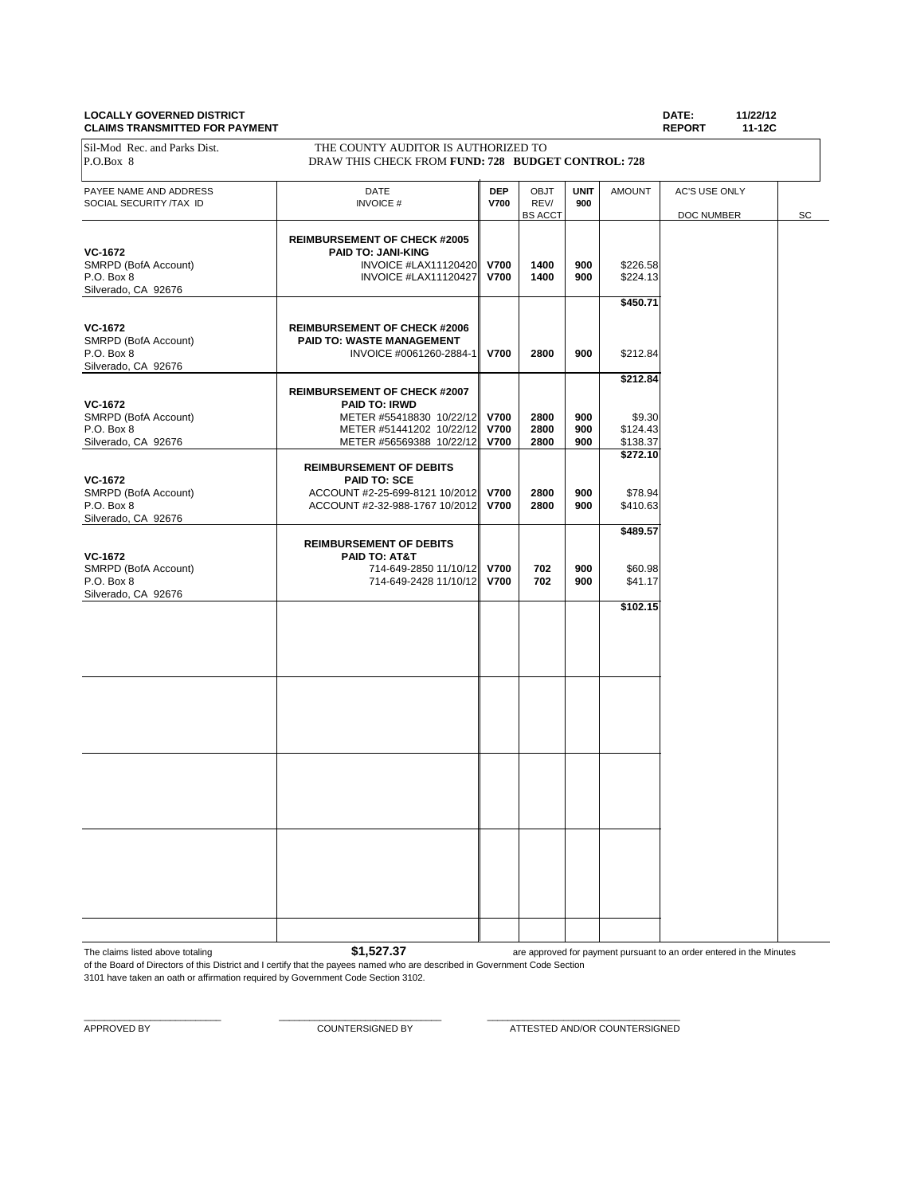**LOCALLY GOVERNED DISTRICT**
**CLAIMS TRANSMITTED FOR PAYMENT**

**DATE:** 11/22/12
**REPORT** 11-12C

Sil-Mod Rec. and Parks Dist.
P.O.Box 8

THE COUNTY AUDITOR IS AUTHORIZED TO
DRAW THIS CHECK FROM **FUND: 728 BUDGET CONTROL: 728**

| PAYEE NAME AND ADDRESS SOCIAL SECURITY /TAX ID | DATE INVOICE # | DEP V700 | OBJT REV/ BS ACCT | UNIT 900 | AMOUNT | AC'S USE ONLY DOC NUMBER | SC |
|---|---|---|---|---|---|---|---|
| | **REIMBURSEMENT OF CHECK #2005** | | | | | | |
| **VC-1672** | **PAID TO: JANI-KING** | | | | | | |
| SMRPD (BofA Account) | INVOICE #LAX11120420 | **V700** | **1400** | **900** | $226.58 | | |
| P.O. Box 8 | INVOICE #LAX11120427 | **V700** | **1400** | **900** | $224.13 | | |
| Silverado, CA 92676 | | | | | | | |
| | | | | | **$450.71** | | |
| **VC-1672** | **REIMBURSEMENT OF CHECK #2006** | | | | | | |
| SMRPD (BofA Account) | **PAID TO: WASTE MANAGEMENT** | | | | | | |
| P.O. Box 8 | INVOICE #0061260-2884-1 | **V700** | **2800** | **900** | $212.84 | | |
| Silverado, CA 92676 | | | | | | | |
| | | | | | **$212.84** | | |
| | **REIMBURSEMENT OF CHECK #2007** | | | | | | |
| **VC-1672** | **PAID TO: IRWD** | | | | | | |
| SMRPD (BofA Account) | METER #55418830 10/22/12 | **V700** | **2800** | **900** | $9.30 | | |
| P.O. Box 8 | METER #51441202 10/22/12 | **V700** | **2800** | **900** | $124.43 | | |
| Silverado, CA 92676 | METER #56569388 10/22/12 | **V700** | **2800** | **900** | $138.37 | | |
| | | | | | **$272.10** | | |
| | **REIMBURSEMENT OF DEBITS** | | | | | | |
| **VC-1672** | **PAID TO: SCE** | | | | | | |
| SMRPD (BofA Account) | ACCOUNT #2-25-699-8121 10/2012 | **V700** | **2800** | **900** | $78.94 | | |
| P.O. Box 8 | ACCOUNT #2-32-988-1767 10/2012 | **V700** | **2800** | **900** | $410.63 | | |
| Silverado, CA 92676 | | | | | | | |
| | | | | | **$489.57** | | |
| | **REIMBURSEMENT OF DEBITS** | | | | | | |
| **VC-1672** | **PAID TO: AT&T** | | | | | | |
| SMRPD (BofA Account) | 714-649-2850 11/10/12 | **V700** | **702** | **900** | $60.98 | | |
| P.O. Box 8 | 714-649-2428 11/10/12 | **V700** | **702** | **900** | $41.17 | | |
| Silverado, CA 92676 | | | | | | | |
| | | | | | **$102.15** | | |

The claims listed above totaling **$1,527.37** are approved for payment pursuant to an order entered in the Minutes of the Board of Directors of this District and I certify that the payees named who are described in Government Code Section 3101 have taken an oath or affirmation required by Government Code Section 3102.

\_\_\_\_\_\_\_\_\_\_\_\_\_\_\_\_\_\_\_\_\_\_\_\_ APPROVED BY

\_\_\_\_\_\_\_\_\_\_\_\_\_\_\_\_\_\_\_\_\_\_\_\_ COUNTERSIGNED BY

\_\_\_\_\_\_\_\_\_\_\_\_\_\_\_\_\_\_\_\_\_\_\_\_ ATTESTED AND/OR COUNTERSIGNED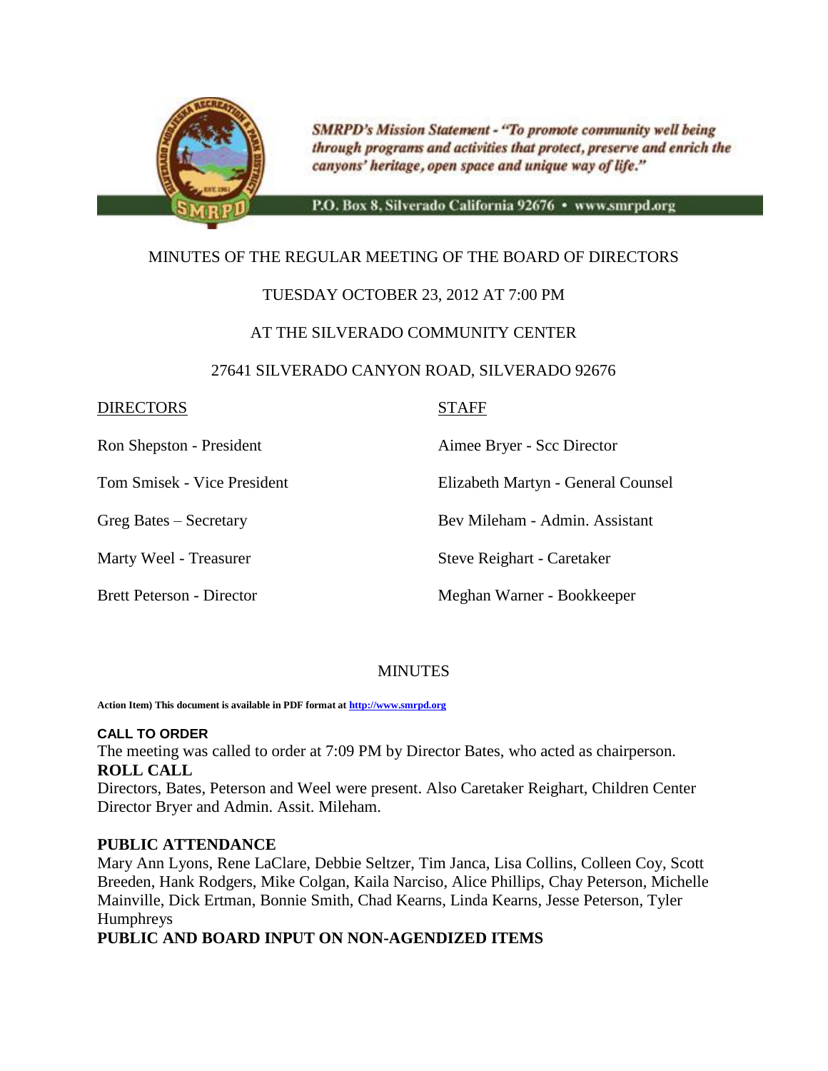SMRPD's Mission Statement - "To promote community well being through programs and activities that protect, preserve and enrich the canyons' heritage, open space and unique way of life."

P.O. Box 8, Silverado California 92676 • www.smrpd.org

MINUTES OF THE REGULAR MEETING OF THE BOARD OF DIRECTORS

TUESDAY OCTOBER 23, 2012 AT 7:00 PM

AT THE SILVERADO COMMUNITY CENTER

27641 SILVERADO CANYON ROAD, SILVERADO 92676

| DIRECTORS | STAFF |
| --- | --- |
| Ron Shepston - President | Aimee Bryer - Scc Director |
| Tom Smisek - Vice President | Elizabeth Martyn - General Counsel |
| Greg Bates – Secretary | Bev Mileham - Admin. Assistant |
| Marty Weel - Treasurer | Steve Reighart - Caretaker |
| Brett Peterson - Director | Meghan Warner - Bookkeeper |

MINUTES

**Action Item) This document is available in PDF format at http://www.smrpd.org**

**CALL TO ORDER**

The meeting was called to order at 7:09 PM by Director Bates, who acted as chairperson.

**ROLL CALL**

Directors, Bates, Peterson and Weel were present. Also Caretaker Reighart, Children Center Director Bryer and Admin. Assit. Mileham.

**PUBLIC ATTENDANCE**

Mary Ann Lyons, Rene LaClare, Debbie Seltzer, Tim Janca, Lisa Collins, Colleen Coy, Scott Breeden, Hank Rodgers, Mike Colgan, Kaila Narciso, Alice Phillips, Chay Peterson, Michelle Mainville, Dick Ertman, Bonnie Smith, Chad Kearns, Linda Kearns, Jesse Peterson, Tyler Humphreys

**PUBLIC AND BOARD INPUT ON NON-AGENDIZED ITEMS**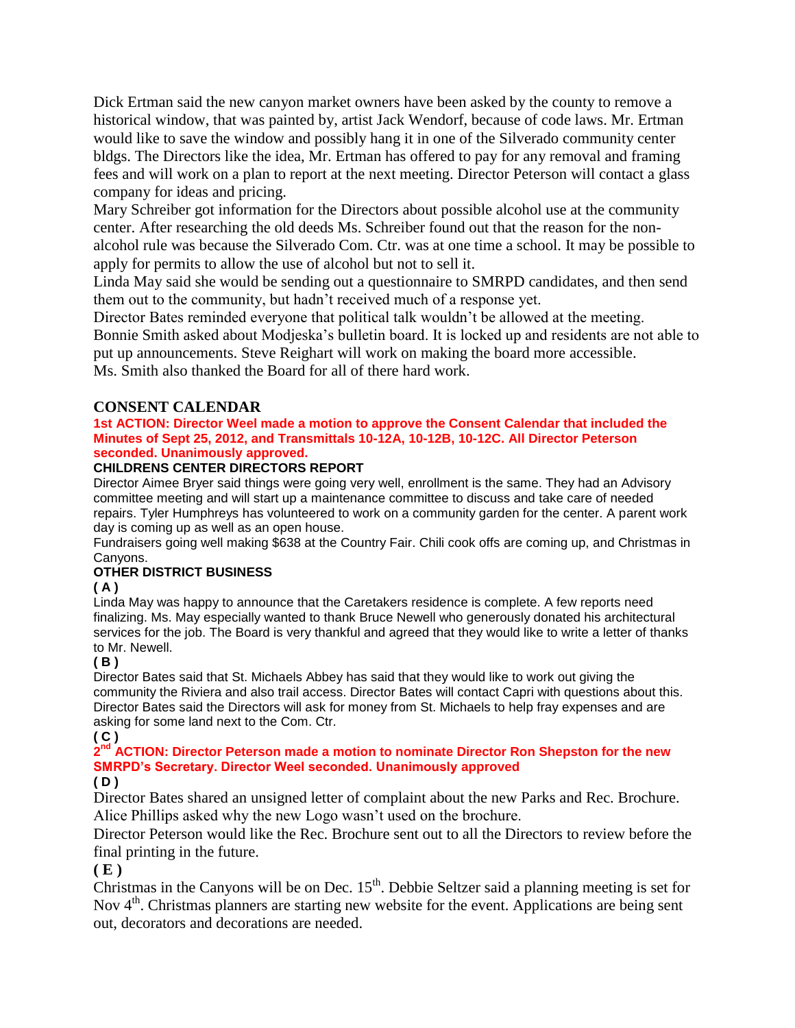Dick Ertman said the new canyon market owners have been asked by the county to remove a historical window, that was painted by, artist Jack Wendorf, because of code laws. Mr. Ertman would like to save the window and possibly hang it in one of the Silverado community center bldgs. The Directors like the idea, Mr. Ertman has offered to pay for any removal and framing fees and will work on a plan to report at the next meeting. Director Peterson will contact a glass company for ideas and pricing.

Mary Schreiber got information for the Directors about possible alcohol use at the community center. After researching the old deeds Ms. Schreiber found out that the reason for the non-alcohol rule was because the Silverado Com. Ctr. was at one time a school. It may be possible to apply for permits to allow the use of alcohol but not to sell it.

Linda May said she would be sending out a questionnaire to SMRPD candidates, and then send them out to the community, but hadn't received much of a response yet.

Director Bates reminded everyone that political talk wouldn't be allowed at the meeting.

Bonnie Smith asked about Modjeska's bulletin board. It is locked up and residents are not able to put up announcements. Steve Reighart will work on making the board more accessible.

Ms. Smith also thanked the Board for all of there hard work.

## CONSENT CALENDAR

**1st ACTION: Director Weel made a motion to approve the Consent Calendar that included the Minutes of Sept 25, 2012, and Transmittals 10-12A, 10-12B, 10-12C. All Director Peterson seconded. Unanimously approved.**

**CHILDRENS CENTER DIRECTORS REPORT**

Director Aimee Bryer said things were going very well, enrollment is the same. They had an Advisory committee meeting and will start up a maintenance committee to discuss and take care of needed repairs. Tyler Humphreys has volunteered to work on a community garden for the center. A parent work day is coming up as well as an open house.

Fundraisers going well making $638 at the Country Fair. Chili cook offs are coming up, and Christmas in Canyons.

**OTHER DISTRICT BUSINESS**

**( A )**

Linda May was happy to announce that the Caretakers residence is complete. A few reports need finalizing. Ms. May especially wanted to thank Bruce Newell who generously donated his architectural services for the job. The Board is very thankful and agreed that they would like to write a letter of thanks to Mr. Newell.

**( B )**

Director Bates said that St. Michaels Abbey has said that they would like to work out giving the community the Riviera and also trail access. Director Bates will contact Capri with questions about this. Director Bates said the Directors will ask for money from St. Michaels to help fray expenses and are asking for some land next to the Com. Ctr.

**( C )**

**2nd ACTION: Director Peterson made a motion to nominate Director Ron Shepston for the new SMRPD's Secretary. Director Weel seconded. Unanimously approved**

**( D )**

Director Bates shared an unsigned letter of complaint about the new Parks and Rec. Brochure.

Alice Phillips asked why the new Logo wasn't used on the brochure.

Director Peterson would like the Rec. Brochure sent out to all the Directors to review before the final printing in the future.

**( E )**

Christmas in the Canyons will be on Dec. 15th. Debbie Seltzer said a planning meeting is set for Nov 4th. Christmas planners are starting new website for the event. Applications are being sent out, decorators and decorations are needed.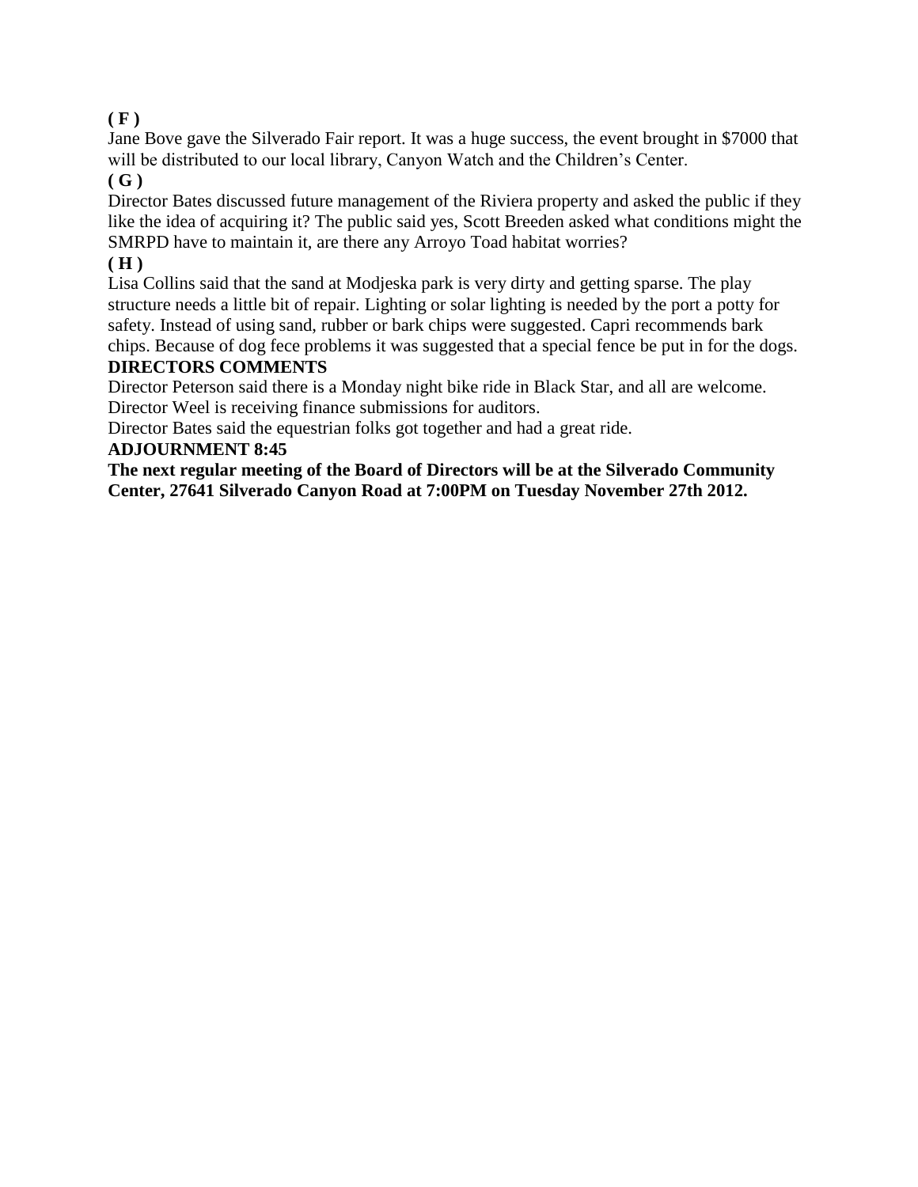**( F )**

Jane Bove gave the Silverado Fair report. It was a huge success, the event brought in $7000 that will be distributed to our local library, Canyon Watch and the Children's Center.

**( G )**

Director Bates discussed future management of the Riviera property and asked the public if they like the idea of acquiring it? The public said yes, Scott Breeden asked what conditions might the SMRPD have to maintain it, are there any Arroyo Toad habitat worries?

**( H )**

Lisa Collins said that the sand at Modjeska park is very dirty and getting sparse. The play structure needs a little bit of repair. Lighting or solar lighting is needed by the port a potty for safety. Instead of using sand, rubber or bark chips were suggested. Capri recommends bark chips. Because of dog fece problems it was suggested that a special fence be put in for the dogs.

**DIRECTORS COMMENTS**

Director Peterson said there is a Monday night bike ride in Black Star, and all are welcome.
Director Weel is receiving finance submissions for auditors.
Director Bates said the equestrian folks got together and had a great ride.

**ADJOURNMENT 8:45**

**The next regular meeting of the Board of Directors will be at the Silverado Community Center, 27641 Silverado Canyon Road at 7:00PM on Tuesday November 27th 2012.**